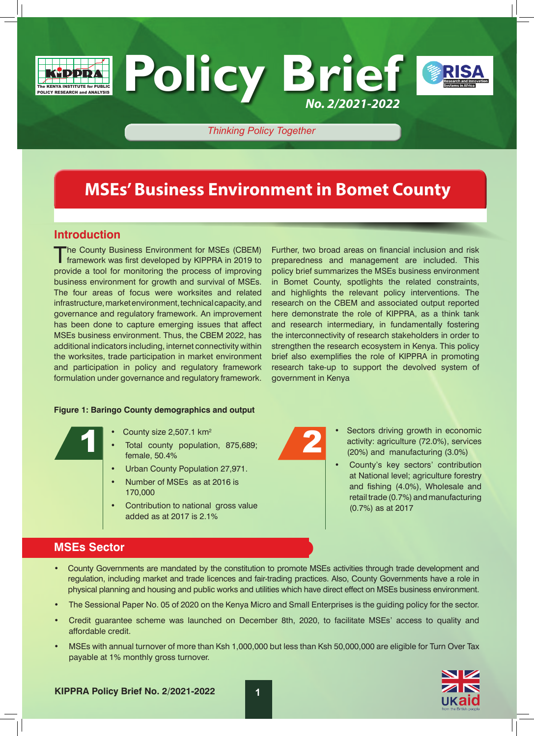# Policy Brief

**No. 2/2021-2022**

*Thinking Policy Together*

# MSEs' Business Environment in Bomet County

## Introduction

The County Business Environment for MSEs (CBEM) framework was first developed by KIPPRA in 2019 to provide a tool for monitoring the process of improving business environment for growth and survival of MSEs. The four areas of focus were worksites and related infrastructure, market environment, technical capacity, and governance and regulatory framework. An improvement has been done to capture emerging issues that affect MSEs business environment. Thus, the CBEM 2022, has additional indicators including, internet connectivity within the worksites, trade participation in market environment and participation in policy and regulatory framework formulation under governance and regulatory framework. Further, two broad areas on financial inclusion and risk preparedness and management are included. This policy brief summarizes the MSEs business environment in Bomet County, spotlights the related constraints, and highlights the relevant policy interventions. The research on the CBEM and associated output reported here demonstrate the role of KIPPRA, as a think tank and research intermediary, in fundamentally fostering the interconnectivity of research stakeholders in order to strengthen the research ecosystem in Kenya. This policy brief also exemplifies the role of KIPPRA in promoting research take-up to support the devolved system of government in Kenya

**Figure 1: Baringo County demographics and output**

**1**

- County size 2,507.1 km²
- Total county population, 875,689; female, 50.4%
- Urban County Population 27,971.
- Number of MSEs as at 2016 is 170,000
- Contribution to national gross value added as at 2017 is 2.1%

**2**

- Sectors driving growth in economic activity: agriculture (72.0%), services (20%) and manufacturing (3.0%)
- County's key sectors' contribution at National level; agriculture forestry and fishing (4.0%), Wholesale and retail trade (0.7%) and manufacturing (0.7%) as at 2017

## MSEs Sector

- County Governments are mandated by the constitution to promote MSEs activities through trade development and regulation, including market and trade licences and fair-trading practices. Also, County Governments have a role in physical planning and housing and public works and utilities which have direct effect on MSEs business environment.
- The Sessional Paper No. 05 of 2020 on the Kenya Micro and Small Enterprises is the guiding policy for the sector.
- Credit guarantee scheme was launched on December 8th, 2020, to facilitate MSEs' access to quality and affordable credit.
- MSEs with annual turnover of more than Ksh 1,000,000 but less than Ksh 50,000,000 are eligible for Turn Over Tax payable at 1% monthly gross turnover.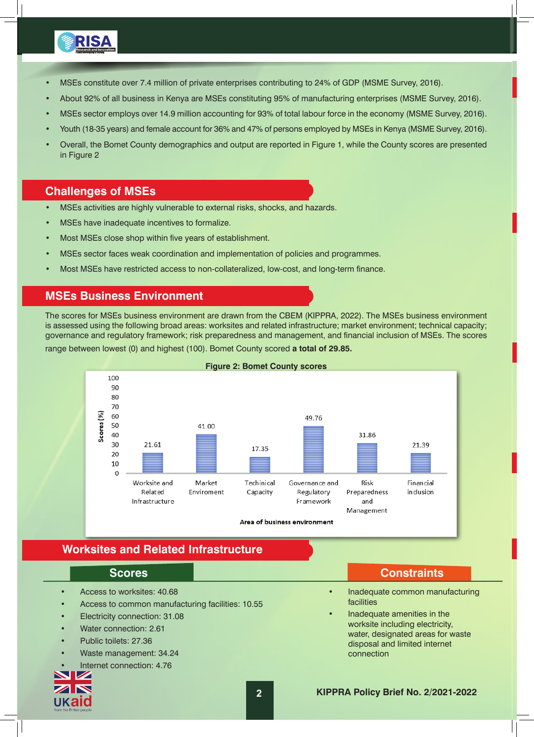- MSEs constitute over 7.4 million of private enterprises contributing to 24% of GDP (MSME Survey, 2016).
- About 92% of all business in Kenya are MSEs constituting 95% of manufacturing enterprises (MSME Survey, 2016).
- MSEs sector employs over 14.9 million accounting for 93% of total labour force in the economy (MSME Survey, 2016).
- Youth (18-35 years) and female account for 36% and 47% of persons employed by MSEs in Kenya (MSME Survey, 2016).
- Overall, the Bomet County demographics and output are reported in Figure 1, while the County scores are presented in Figure 2

## Challenges of MSEs

- MSEs activities are highly vulnerable to external risks, shocks, and hazards.
- MSEs have inadequate incentives to formalize.
- Most MSEs close shop within five years of establishment.
- MSEs sector faces weak coordination and implementation of policies and programmes.
- Most MSEs have restricted access to non-collateralized, low-cost, and long-term finance.

## MSEs Business Environment

The scores for MSEs business environment are drawn from the CBEM (KIPPRA, 2022). The MSEs business environment is assessed using the following broad areas: worksites and related infrastructure; market environment; technical capacity; governance and regulatory framework; risk preparedness and management, and financial inclusion of MSEs. The scores range between lowest (0) and highest (100). Bomet County scored **a total of 29.85.**

**Figure 2: Bomet County scores**

| Area of business environment | Scores (%) |
|---|---|
| Worksite and Related Infrastructure | 21.61 |
| Market Enviroment | 41.00 |
| Techinical Capacity | 17.35 |
| Governance and Regulatory Framework | 49.76 |
| Risk Preparedness and Management | 31.86 |
| Financial inclusion | 21.39 |

## Worksites and Related Infrastructure

### Scores

- Access to worksites: 40.68
- Access to common manufacturing facilities: 10.55
- Electricity connection: 31.08
- Water connection: 2.61
- Public toilets: 27.36
- Waste management: 34.24
- Internet connection: 4.76

### Constraints

- Inadequate common manufacturing facilities
- Inadequate amenities in the worksite including electricity, water, designated areas for waste disposal and limited internet connection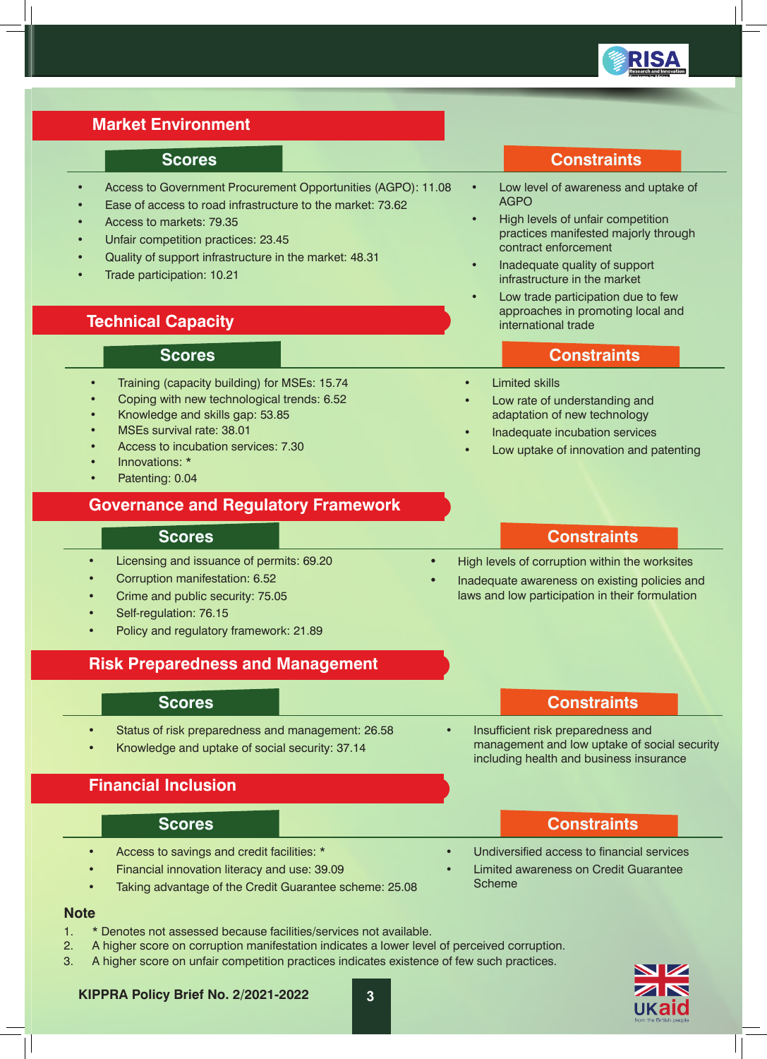## Market Environment

### Scores

- Access to Government Procurement Opportunities (AGPO): 11.08
- Ease of access to road infrastructure to the market: 73.62
- Access to markets: 79.35
- Unfair competition practices: 23.45
- Quality of support infrastructure in the market: 48.31
- Trade participation: 10.21

### Constraints

- Low level of awareness and uptake of AGPO
- High levels of unfair competition practices manifested majorly through contract enforcement
- Inadequate quality of support infrastructure in the market
- Low trade participation due to few approaches in promoting local and international trade

## Technical Capacity

### Scores

- Training (capacity building) for MSEs: 15.74
- Coping with new technological trends: 6.52
- Knowledge and skills gap: 53.85
- MSEs survival rate: 38.01
- Access to incubation services: 7.30
- Innovations: *
- Patenting: 0.04

### Constraints

- Limited skills
- Low rate of understanding and adaptation of new technology
- Inadequate incubation services
- Low uptake of innovation and patenting

## Governance and Regulatory Framework

### Scores

- Licensing and issuance of permits: 69.20
- Corruption manifestation: 6.52
- Crime and public security: 75.05
- Self-regulation: 76.15
- Policy and regulatory framework: 21.89

### Constraints

- High levels of corruption within the worksites
- Inadequate awareness on existing policies and laws and low participation in their formulation

## Risk Preparedness and Management

### Scores

- Status of risk preparedness and management: 26.58
- Knowledge and uptake of social security: 37.14

### Constraints

- Insufficient risk preparedness and management and low uptake of social security including health and business insurance

## Financial Inclusion

### Scores

- Access to savings and credit facilities: *
- Financial innovation literacy and use: 39.09
- Taking advantage of the Credit Guarantee scheme: 25.08

### Constraints

- Undiversified access to financial services
- Limited awareness on Credit Guarantee Scheme

**Note**

1. * Denotes not assessed because facilities/services not available.
2. A higher score on corruption manifestation indicates a lower level of perceived corruption.
3. A higher score on unfair competition practices indicates existence of few such practices.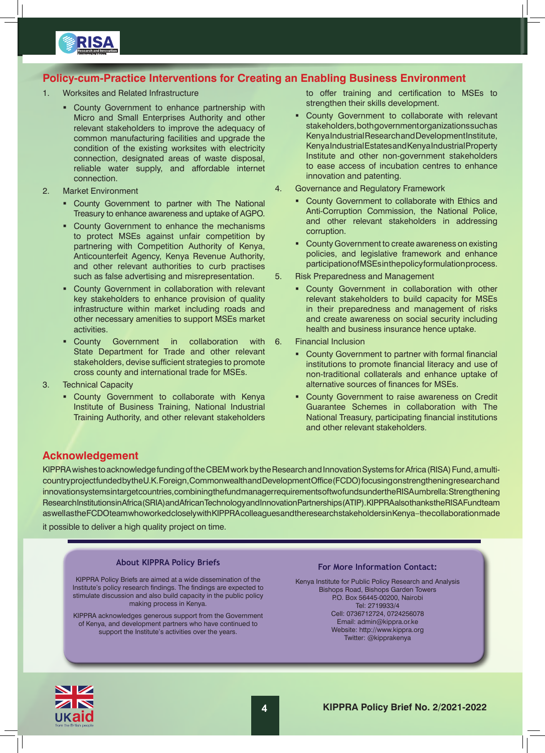## Policy-cum-Practice Interventions for Creating an Enabling Business Environment

1. Worksites and Related Infrastructure
   - County Government to enhance partnership with Micro and Small Enterprises Authority and other relevant stakeholders to improve the adequacy of common manufacturing facilities and upgrade the condition of the existing worksites with electricity connection, designated areas of waste disposal, reliable water supply, and affordable internet connection.
2. Market Environment
   - County Government to partner with The National Treasury to enhance awareness and uptake of AGPO.
   - County Government to enhance the mechanisms to protect MSEs against unfair competition by partnering with Competition Authority of Kenya, Anticounterfeit Agency, Kenya Revenue Authority, and other relevant authorities to curb practises such as false advertising and misrepresentation.
   - County Government in collaboration with relevant key stakeholders to enhance provision of quality infrastructure within market including roads and other necessary amenities to support MSEs market activities.
   - County Government in collaboration with State Department for Trade and other relevant stakeholders, devise sufficient strategies to promote cross county and international trade for MSEs.
3. Technical Capacity
   - County Government to collaborate with Kenya Institute of Business Training, National Industrial Training Authority, and other relevant stakeholders to offer training and certification to MSEs to strengthen their skills development.
   - County Government to collaborate with relevant stakeholders, both government organizations such as Kenya Industrial Research and Development Institute, Kenya Industrial Estates and Kenya Industrial Property Institute and other non-government stakeholders to ease access of incubation centres to enhance innovation and patenting.
4. Governance and Regulatory Framework
   - County Government to collaborate with Ethics and Anti-Corruption Commission, the National Police, and other relevant stakeholders in addressing corruption.
   - County Government to create awareness on existing policies, and legislative framework and enhance participation of MSEs in the policy formulation process.
5. Risk Preparedness and Management
   - County Government in collaboration with other relevant stakeholders to build capacity for MSEs in their preparedness and management of risks and create awareness on social security including health and business insurance hence uptake.
6. Financial Inclusion
   - County Government to partner with formal financial institutions to promote financial literacy and use of non-traditional collaterals and enhance uptake of alternative sources of finances for MSEs.
   - County Government to raise awareness on Credit Guarantee Schemes in collaboration with The National Treasury, participating financial institutions and other relevant stakeholders.

## Acknowledgement

KIPPRA wishes to acknowledge funding of the CBEM work by the Research and Innovation Systems for Africa (RISA) Fund, a multi-country project funded by the U.K. Foreign, Commonwealth and Development Office (FCDO) focusing on strengthening research and innovation systems in target countries, combining the fund manager requirements of two funds under the RISA umbrella: Strengthening Research Institutions in Africa (SRIA) and African Technology and Innovation Partnerships (ATIP). KIPPRA also thanks the RISA Fund team as well as the FCDO team who worked closely with KIPPRA colleagues and the research stakeholders in Kenya – the collaboration made it possible to deliver a high quality project on time.

### About KIPPRA Policy Briefs

KIPPRA Policy Briefs are aimed at a wide dissemination of the Institute's policy research findings. The findings are expected to stimulate discussion and also build capacity in the public policy making process in Kenya.

KIPPRA acknowledges generous support from the Government of Kenya, and development partners who have continued to support the Institute's activities over the years.

### For More Information Contact:

Kenya Institute for Public Policy Research and Analysis
Bishops Road, Bishops Garden Towers
P.O. Box 56445-00200, Nairobi
Tel: 2719933/4
Cell: 0736712724, 0724256078
Email: admin@kippra.or.ke
Website: http://www.kippra.org
Twitter: @kipprakenya